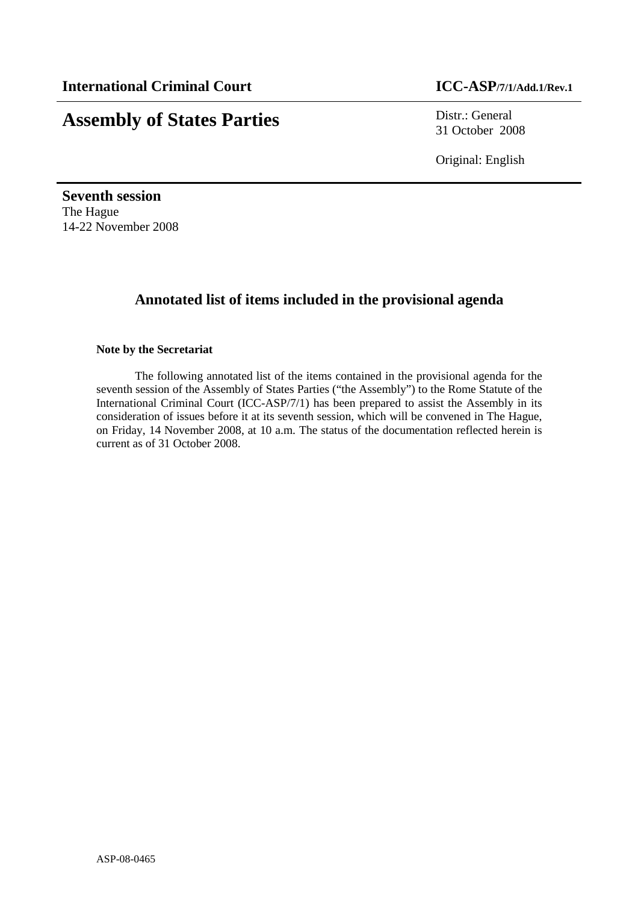**International Criminal Court** **ICC-ASP/7/1/Add.1/Rev.1**

# Assembly of States Parties

Distr.: General
31 October 2008

Original: English

**Seventh session**
The Hague
14-22 November 2008

## Annotated list of items included in the provisional agenda

**Note by the Secretariat**

The following annotated list of the items contained in the provisional agenda for the seventh session of the Assembly of States Parties ("the Assembly") to the Rome Statute of the International Criminal Court (ICC-ASP/7/1) has been prepared to assist the Assembly in its consideration of issues before it at its seventh session, which will be convened in The Hague, on Friday, 14 November 2008, at 10 a.m. The status of the documentation reflected herein is current as of 31 October 2008.

ASP-08-0465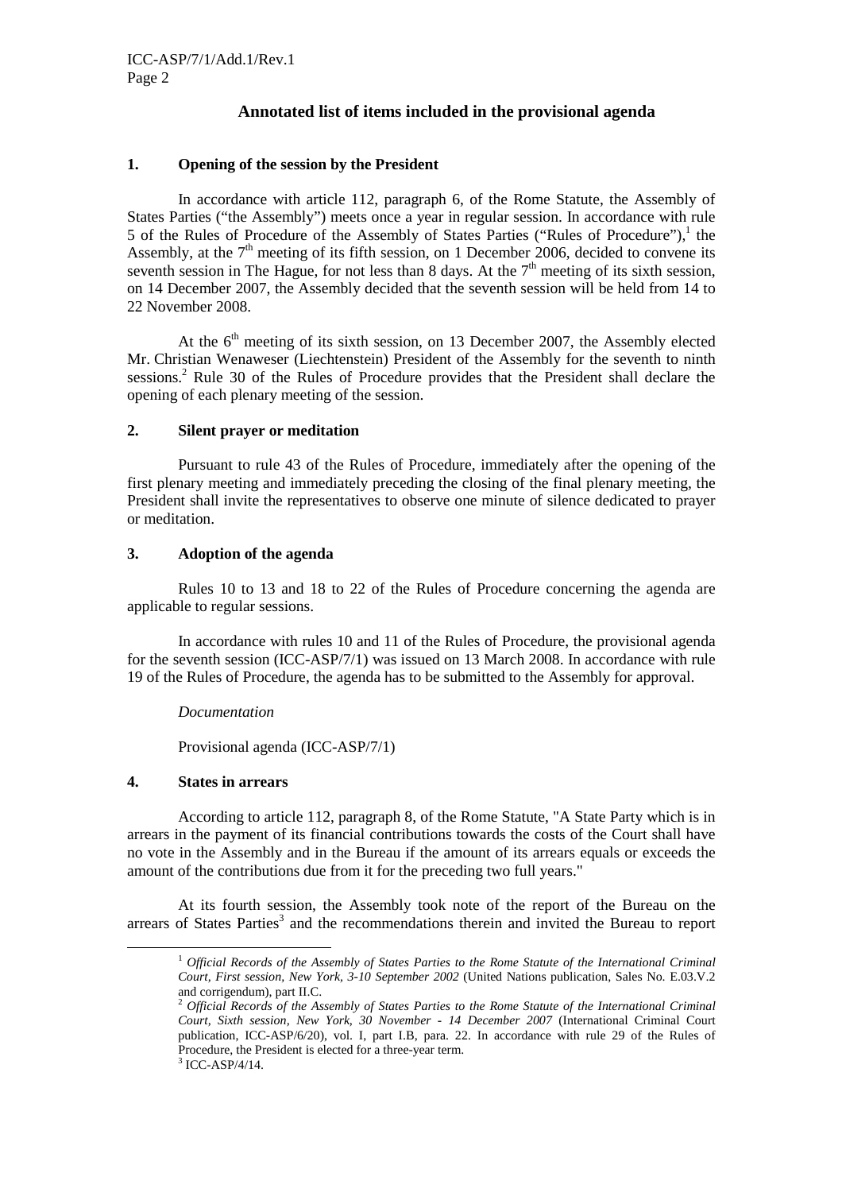## Annotated list of items included in the provisional agenda

### 1. Opening of the session by the President

In accordance with article 112, paragraph 6, of the Rome Statute, the Assembly of States Parties ("the Assembly") meets once a year in regular session. In accordance with rule 5 of the Rules of Procedure of the Assembly of States Parties ("Rules of Procedure"),[1] the Assembly, at the 7th meeting of its fifth session, on 1 December 2006, decided to convene its seventh session in The Hague, for not less than 8 days. At the 7th meeting of its sixth session, on 14 December 2007, the Assembly decided that the seventh session will be held from 14 to 22 November 2008.

At the 6th meeting of its sixth session, on 13 December 2007, the Assembly elected Mr. Christian Wenaweser (Liechtenstein) President of the Assembly for the seventh to ninth sessions.[2] Rule 30 of the Rules of Procedure provides that the President shall declare the opening of each plenary meeting of the session.

### 2. Silent prayer or meditation

Pursuant to rule 43 of the Rules of Procedure, immediately after the opening of the first plenary meeting and immediately preceding the closing of the final plenary meeting, the President shall invite the representatives to observe one minute of silence dedicated to prayer or meditation.

### 3. Adoption of the agenda

Rules 10 to 13 and 18 to 22 of the Rules of Procedure concerning the agenda are applicable to regular sessions.

In accordance with rules 10 and 11 of the Rules of Procedure, the provisional agenda for the seventh session (ICC-ASP/7/1) was issued on 13 March 2008. In accordance with rule 19 of the Rules of Procedure, the agenda has to be submitted to the Assembly for approval.

*Documentation*

Provisional agenda (ICC-ASP/7/1)

### 4. States in arrears

According to article 112, paragraph 8, of the Rome Statute, "A State Party which is in arrears in the payment of its financial contributions towards the costs of the Court shall have no vote in the Assembly and in the Bureau if the amount of its arrears equals or exceeds the amount of the contributions due from it for the preceding two full years."

At its fourth session, the Assembly took note of the report of the Bureau on the arrears of States Parties[3] and the recommendations therein and invited the Bureau to report

---

[1] *Official Records of the Assembly of States Parties to the Rome Statute of the International Criminal Court, First session, New York, 3-10 September 2002* (United Nations publication, Sales No. E.03.V.2 and corrigendum), part II.C.

[2] *Official Records of the Assembly of States Parties to the Rome Statute of the International Criminal Court, Sixth session, New York, 30 November - 14 December 2007* (International Criminal Court publication, ICC-ASP/6/20), vol. I, part I.B, para. 22. In accordance with rule 29 of the Rules of Procedure, the President is elected for a three-year term.

[3] ICC-ASP/4/14.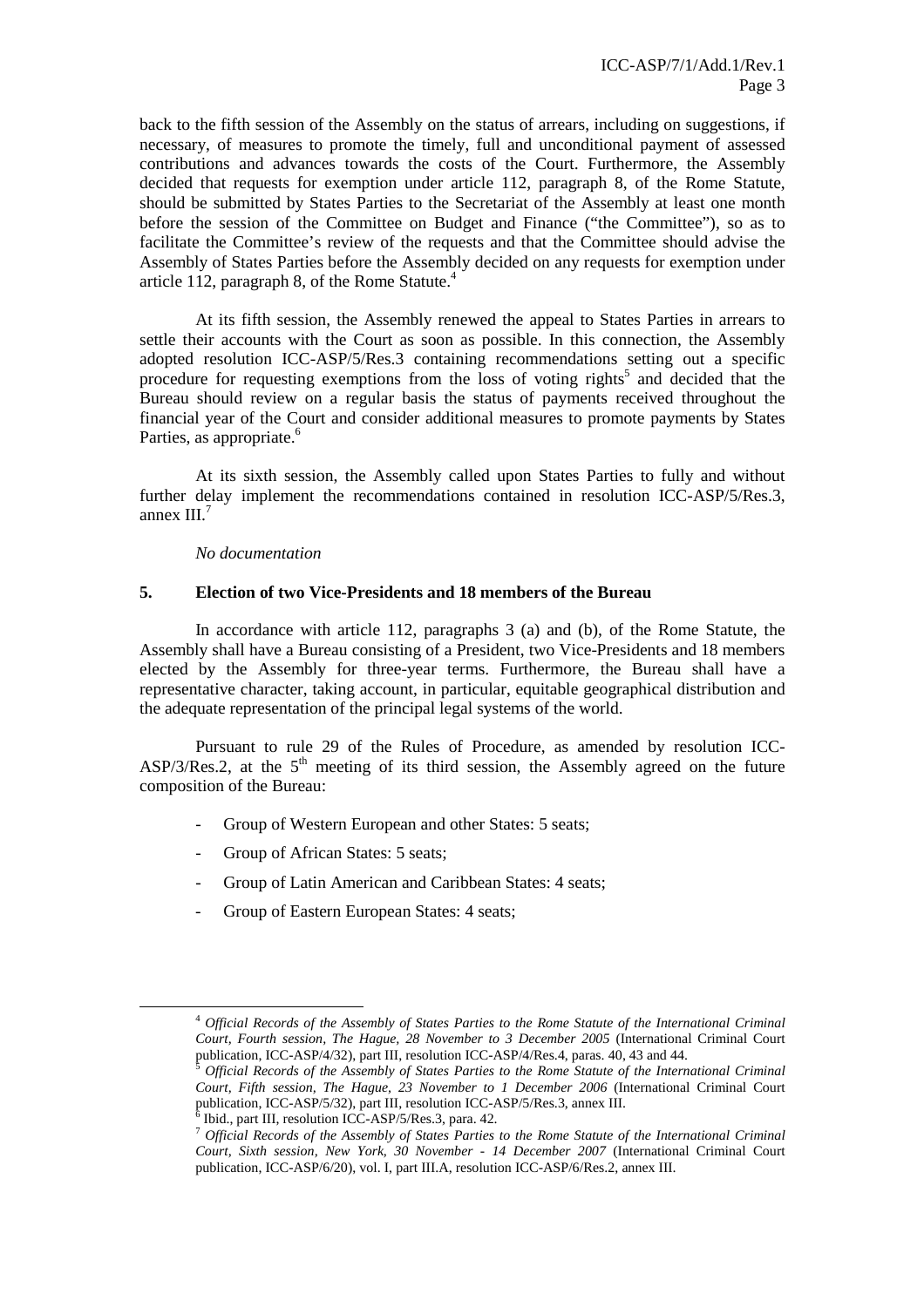back to the fifth session of the Assembly on the status of arrears, including on suggestions, if necessary, of measures to promote the timely, full and unconditional payment of assessed contributions and advances towards the costs of the Court. Furthermore, the Assembly decided that requests for exemption under article 112, paragraph 8, of the Rome Statute, should be submitted by States Parties to the Secretariat of the Assembly at least one month before the session of the Committee on Budget and Finance ("the Committee"), so as to facilitate the Committee's review of the requests and that the Committee should advise the Assembly of States Parties before the Assembly decided on any requests for exemption under article 112, paragraph 8, of the Rome Statute.[4]

At its fifth session, the Assembly renewed the appeal to States Parties in arrears to settle their accounts with the Court as soon as possible. In this connection, the Assembly adopted resolution ICC-ASP/5/Res.3 containing recommendations setting out a specific procedure for requesting exemptions from the loss of voting rights[5] and decided that the Bureau should review on a regular basis the status of payments received throughout the financial year of the Court and consider additional measures to promote payments by States Parties, as appropriate.[6]

At its sixth session, the Assembly called upon States Parties to fully and without further delay implement the recommendations contained in resolution ICC-ASP/5/Res.3, annex III.[7]

*No documentation*

### 5. Election of two Vice-Presidents and 18 members of the Bureau

In accordance with article 112, paragraphs 3 (a) and (b), of the Rome Statute, the Assembly shall have a Bureau consisting of a President, two Vice-Presidents and 18 members elected by the Assembly for three-year terms. Furthermore, the Bureau shall have a representative character, taking account, in particular, equitable geographical distribution and the adequate representation of the principal legal systems of the world.

Pursuant to rule 29 of the Rules of Procedure, as amended by resolution ICC-ASP/3/Res.2, at the 5th meeting of its third session, the Assembly agreed on the future composition of the Bureau:

- Group of Western European and other States: 5 seats;
- Group of African States: 5 seats;
- Group of Latin American and Caribbean States: 4 seats;
- Group of Eastern European States: 4 seats;

---

[4] *Official Records of the Assembly of States Parties to the Rome Statute of the International Criminal Court, Fourth session, The Hague, 28 November to 3 December 2005* (International Criminal Court publication, ICC-ASP/4/32), part III, resolution ICC-ASP/4/Res.4, paras. 40, 43 and 44.

[5] *Official Records of the Assembly of States Parties to the Rome Statute of the International Criminal Court, Fifth session, The Hague, 23 November to 1 December 2006* (International Criminal Court publication, ICC-ASP/5/32), part III, resolution ICC-ASP/5/Res.3, annex III.

[6] Ibid., part III, resolution ICC-ASP/5/Res.3, para. 42.

[7] *Official Records of the Assembly of States Parties to the Rome Statute of the International Criminal Court, Sixth session, New York, 30 November - 14 December 2007* (International Criminal Court publication, ICC-ASP/6/20), vol. I, part III.A, resolution ICC-ASP/6/Res.2, annex III.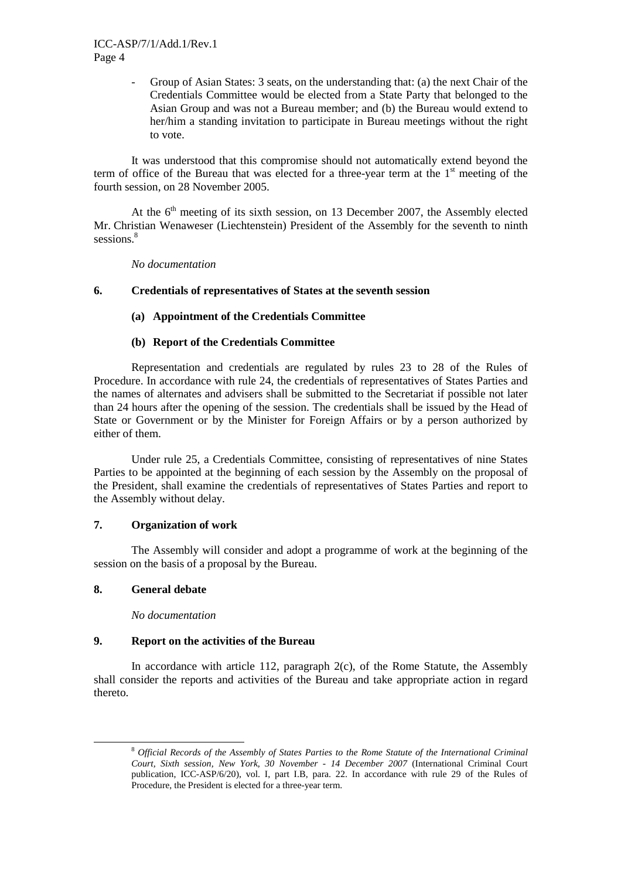- Group of Asian States: 3 seats, on the understanding that: (a) the next Chair of the Credentials Committee would be elected from a State Party that belonged to the Asian Group and was not a Bureau member; and (b) the Bureau would extend to her/him a standing invitation to participate in Bureau meetings without the right to vote.

It was understood that this compromise should not automatically extend beyond the term of office of the Bureau that was elected for a three-year term at the 1st meeting of the fourth session, on 28 November 2005.

At the 6th meeting of its sixth session, on 13 December 2007, the Assembly elected Mr. Christian Wenaweser (Liechtenstein) President of the Assembly for the seventh to ninth sessions.[8]

*No documentation*

## 6. Credentials of representatives of States at the seventh session

### (a) Appointment of the Credentials Committee

### (b) Report of the Credentials Committee

Representation and credentials are regulated by rules 23 to 28 of the Rules of Procedure. In accordance with rule 24, the credentials of representatives of States Parties and the names of alternates and advisers shall be submitted to the Secretariat if possible not later than 24 hours after the opening of the session. The credentials shall be issued by the Head of State or Government or by the Minister for Foreign Affairs or by a person authorized by either of them.

Under rule 25, a Credentials Committee, consisting of representatives of nine States Parties to be appointed at the beginning of each session by the Assembly on the proposal of the President, shall examine the credentials of representatives of States Parties and report to the Assembly without delay.

## 7. Organization of work

The Assembly will consider and adopt a programme of work at the beginning of the session on the basis of a proposal by the Bureau.

## 8. General debate

*No documentation*

## 9. Report on the activities of the Bureau

In accordance with article 112, paragraph 2(c), of the Rome Statute, the Assembly shall consider the reports and activities of the Bureau and take appropriate action in regard thereto.

---

[8] *Official Records of the Assembly of States Parties to the Rome Statute of the International Criminal Court, Sixth session, New York, 30 November - 14 December 2007* (International Criminal Court publication, ICC-ASP/6/20), vol. I, part I.B, para. 22. In accordance with rule 29 of the Rules of Procedure, the President is elected for a three-year term.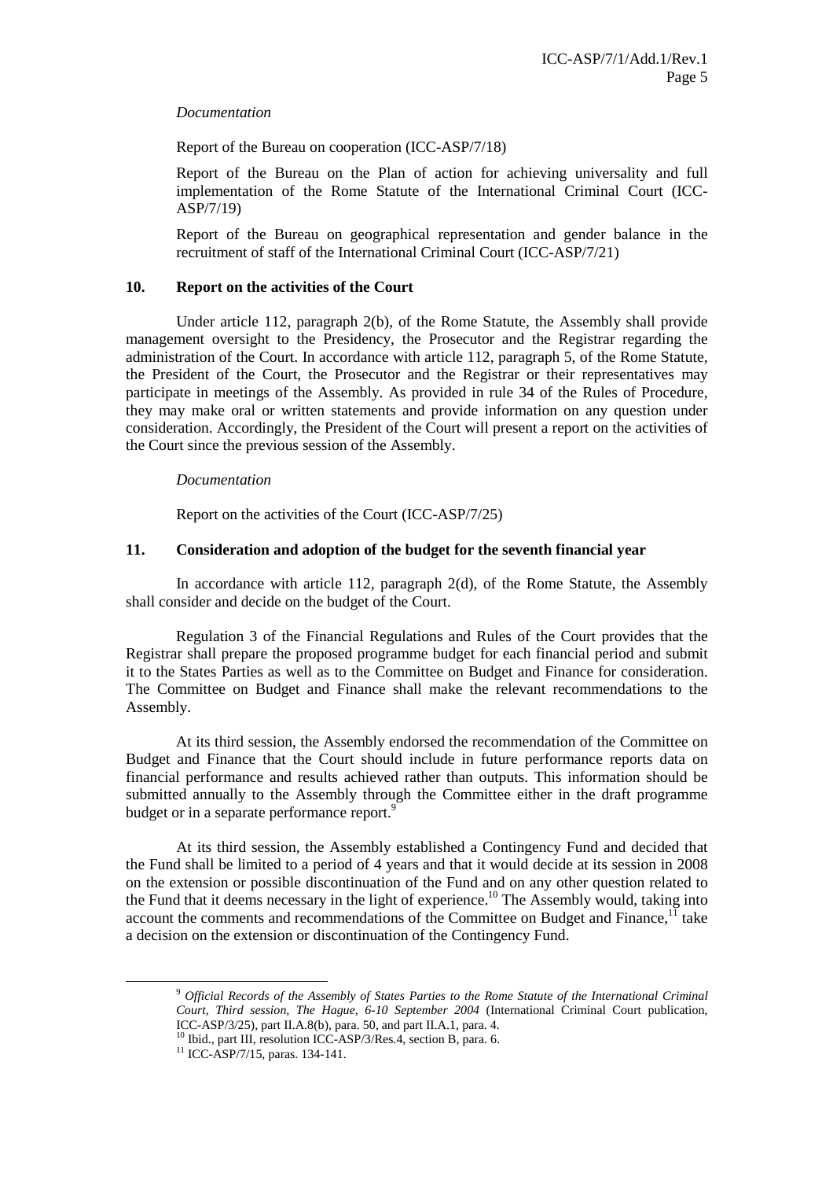*Documentation*

Report of the Bureau on cooperation (ICC-ASP/7/18)

Report of the Bureau on the Plan of action for achieving universality and full implementation of the Rome Statute of the International Criminal Court (ICC-ASP/7/19)

Report of the Bureau on geographical representation and gender balance in the recruitment of staff of the International Criminal Court (ICC-ASP/7/21)

## 10. Report on the activities of the Court

Under article 112, paragraph 2(b), of the Rome Statute, the Assembly shall provide management oversight to the Presidency, the Prosecutor and the Registrar regarding the administration of the Court. In accordance with article 112, paragraph 5, of the Rome Statute, the President of the Court, the Prosecutor and the Registrar or their representatives may participate in meetings of the Assembly. As provided in rule 34 of the Rules of Procedure, they may make oral or written statements and provide information on any question under consideration. Accordingly, the President of the Court will present a report on the activities of the Court since the previous session of the Assembly.

*Documentation*

Report on the activities of the Court (ICC-ASP/7/25)

## 11. Consideration and adoption of the budget for the seventh financial year

In accordance with article 112, paragraph 2(d), of the Rome Statute, the Assembly shall consider and decide on the budget of the Court.

Regulation 3 of the Financial Regulations and Rules of the Court provides that the Registrar shall prepare the proposed programme budget for each financial period and submit it to the States Parties as well as to the Committee on Budget and Finance for consideration. The Committee on Budget and Finance shall make the relevant recommendations to the Assembly.

At its third session, the Assembly endorsed the recommendation of the Committee on Budget and Finance that the Court should include in future performance reports data on financial performance and results achieved rather than outputs. This information should be submitted annually to the Assembly through the Committee either in the draft programme budget or in a separate performance report.[9]

At its third session, the Assembly established a Contingency Fund and decided that the Fund shall be limited to a period of 4 years and that it would decide at its session in 2008 on the extension or possible discontinuation of the Fund and on any other question related to the Fund that it deems necessary in the light of experience.[10] The Assembly would, taking into account the comments and recommendations of the Committee on Budget and Finance,[11] take a decision on the extension or discontinuation of the Contingency Fund.

---

[9] *Official Records of the Assembly of States Parties to the Rome Statute of the International Criminal Court, Third session, The Hague, 6-10 September 2004* (International Criminal Court publication, ICC-ASP/3/25), part II.A.8(b), para. 50, and part II.A.1, para. 4.

[10] Ibid., part III, resolution ICC-ASP/3/Res.4, section B, para. 6.

[11] ICC-ASP/7/15, paras. 134-141.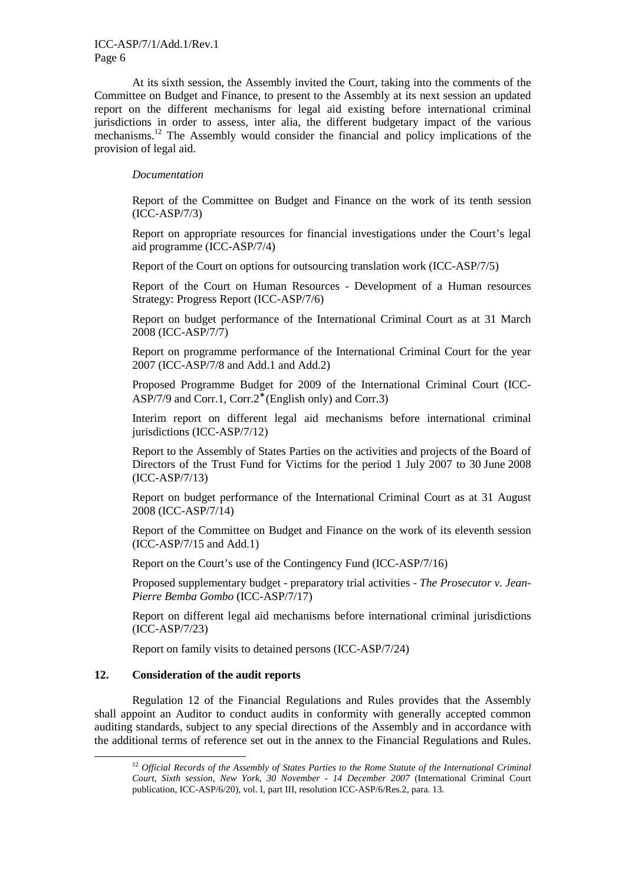At its sixth session, the Assembly invited the Court, taking into the comments of the Committee on Budget and Finance, to present to the Assembly at its next session an updated report on the different mechanisms for legal aid existing before international criminal jurisdictions in order to assess, inter alia, the different budgetary impact of the various mechanisms.[12] The Assembly would consider the financial and policy implications of the provision of legal aid.

*Documentation*

Report of the Committee on Budget and Finance on the work of its tenth session (ICC-ASP/7/3)

Report on appropriate resources for financial investigations under the Court's legal aid programme (ICC-ASP/7/4)

Report of the Court on options for outsourcing translation work (ICC-ASP/7/5)

Report of the Court on Human Resources - Development of a Human resources Strategy: Progress Report (ICC-ASP/7/6)

Report on budget performance of the International Criminal Court as at 31 March 2008 (ICC-ASP/7/7)

Report on programme performance of the International Criminal Court for the year 2007 (ICC-ASP/7/8 and Add.1 and Add.2)

Proposed Programme Budget for 2009 of the International Criminal Court (ICC-ASP/7/9 and Corr.1, Corr.2* (English only) and Corr.3)

Interim report on different legal aid mechanisms before international criminal jurisdictions (ICC-ASP/7/12)

Report to the Assembly of States Parties on the activities and projects of the Board of Directors of the Trust Fund for Victims for the period 1 July 2007 to 30 June 2008 (ICC-ASP/7/13)

Report on budget performance of the International Criminal Court as at 31 August 2008 (ICC-ASP/7/14)

Report of the Committee on Budget and Finance on the work of its eleventh session (ICC-ASP/7/15 and Add.1)

Report on the Court's use of the Contingency Fund (ICC-ASP/7/16)

Proposed supplementary budget - preparatory trial activities - *The Prosecutor v. Jean-Pierre Bemba Gombo* (ICC-ASP/7/17)

Report on different legal aid mechanisms before international criminal jurisdictions (ICC-ASP/7/23)

Report on family visits to detained persons (ICC-ASP/7/24)

## 12. Consideration of the audit reports

Regulation 12 of the Financial Regulations and Rules provides that the Assembly shall appoint an Auditor to conduct audits in conformity with generally accepted common auditing standards, subject to any special directions of the Assembly and in accordance with the additional terms of reference set out in the annex to the Financial Regulations and Rules.

[12] *Official Records of the Assembly of States Parties to the Rome Statute of the International Criminal Court, Sixth session, New York, 30 November - 14 December 2007* (International Criminal Court publication, ICC-ASP/6/20), vol. I, part III, resolution ICC-ASP/6/Res.2, para. 13.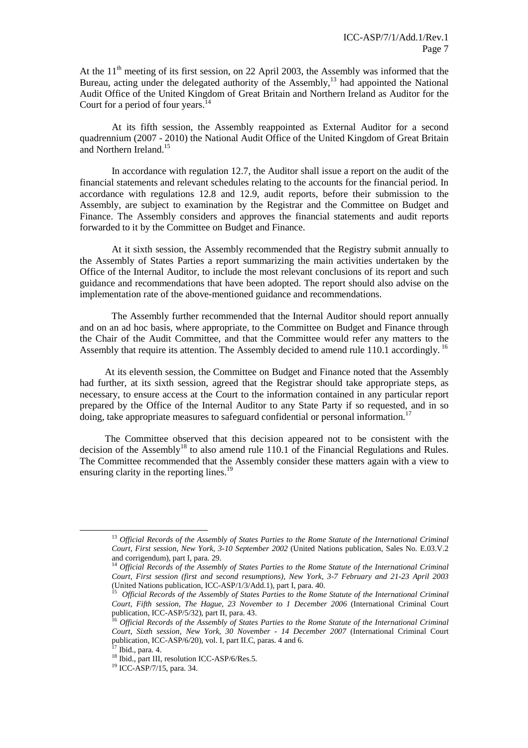At the 11th meeting of its first session, on 22 April 2003, the Assembly was informed that the Bureau, acting under the delegated authority of the Assembly,[13] had appointed the National Audit Office of the United Kingdom of Great Britain and Northern Ireland as Auditor for the Court for a period of four years.[14]

At its fifth session, the Assembly reappointed as External Auditor for a second quadrennium (2007 - 2010) the National Audit Office of the United Kingdom of Great Britain and Northern Ireland.[15]

In accordance with regulation 12.7, the Auditor shall issue a report on the audit of the financial statements and relevant schedules relating to the accounts for the financial period. In accordance with regulations 12.8 and 12.9, audit reports, before their submission to the Assembly, are subject to examination by the Registrar and the Committee on Budget and Finance. The Assembly considers and approves the financial statements and audit reports forwarded to it by the Committee on Budget and Finance.

At it sixth session, the Assembly recommended that the Registry submit annually to the Assembly of States Parties a report summarizing the main activities undertaken by the Office of the Internal Auditor, to include the most relevant conclusions of its report and such guidance and recommendations that have been adopted. The report should also advise on the implementation rate of the above-mentioned guidance and recommendations.

The Assembly further recommended that the Internal Auditor should report annually and on an ad hoc basis, where appropriate, to the Committee on Budget and Finance through the Chair of the Audit Committee, and that the Committee would refer any matters to the Assembly that require its attention. The Assembly decided to amend rule 110.1 accordingly.[16]

At its eleventh session, the Committee on Budget and Finance noted that the Assembly had further, at its sixth session, agreed that the Registrar should take appropriate steps, as necessary, to ensure access at the Court to the information contained in any particular report prepared by the Office of the Internal Auditor to any State Party if so requested, and in so doing, take appropriate measures to safeguard confidential or personal information.[17]

The Committee observed that this decision appeared not to be consistent with the decision of the Assembly[18] to also amend rule 110.1 of the Financial Regulations and Rules. The Committee recommended that the Assembly consider these matters again with a view to ensuring clarity in the reporting lines.[19]

---

[13] *Official Records of the Assembly of States Parties to the Rome Statute of the International Criminal Court, First session, New York, 3-10 September 2002* (United Nations publication, Sales No. E.03.V.2 and corrigendum), part I, para. 29.

[14] *Official Records of the Assembly of States Parties to the Rome Statute of the International Criminal Court, First session (first and second resumptions), New York, 3-7 February and 21-23 April 2003* (United Nations publication, ICC-ASP/1/3/Add.1), part I, para. 40.

[15] *Official Records of the Assembly of States Parties to the Rome Statute of the International Criminal Court, Fifth session, The Hague, 23 November to 1 December 2006* (International Criminal Court publication, ICC-ASP/5/32), part II, para. 43.

[16] *Official Records of the Assembly of States Parties to the Rome Statute of the International Criminal Court, Sixth session, New York, 30 November - 14 December 2007* (International Criminal Court publication, ICC-ASP/6/20), vol. I, part II.C, paras. 4 and 6.

[17] Ibid., para. 4.

[18] Ibid., part III, resolution ICC-ASP/6/Res.5.

[19] ICC-ASP/7/15, para. 34.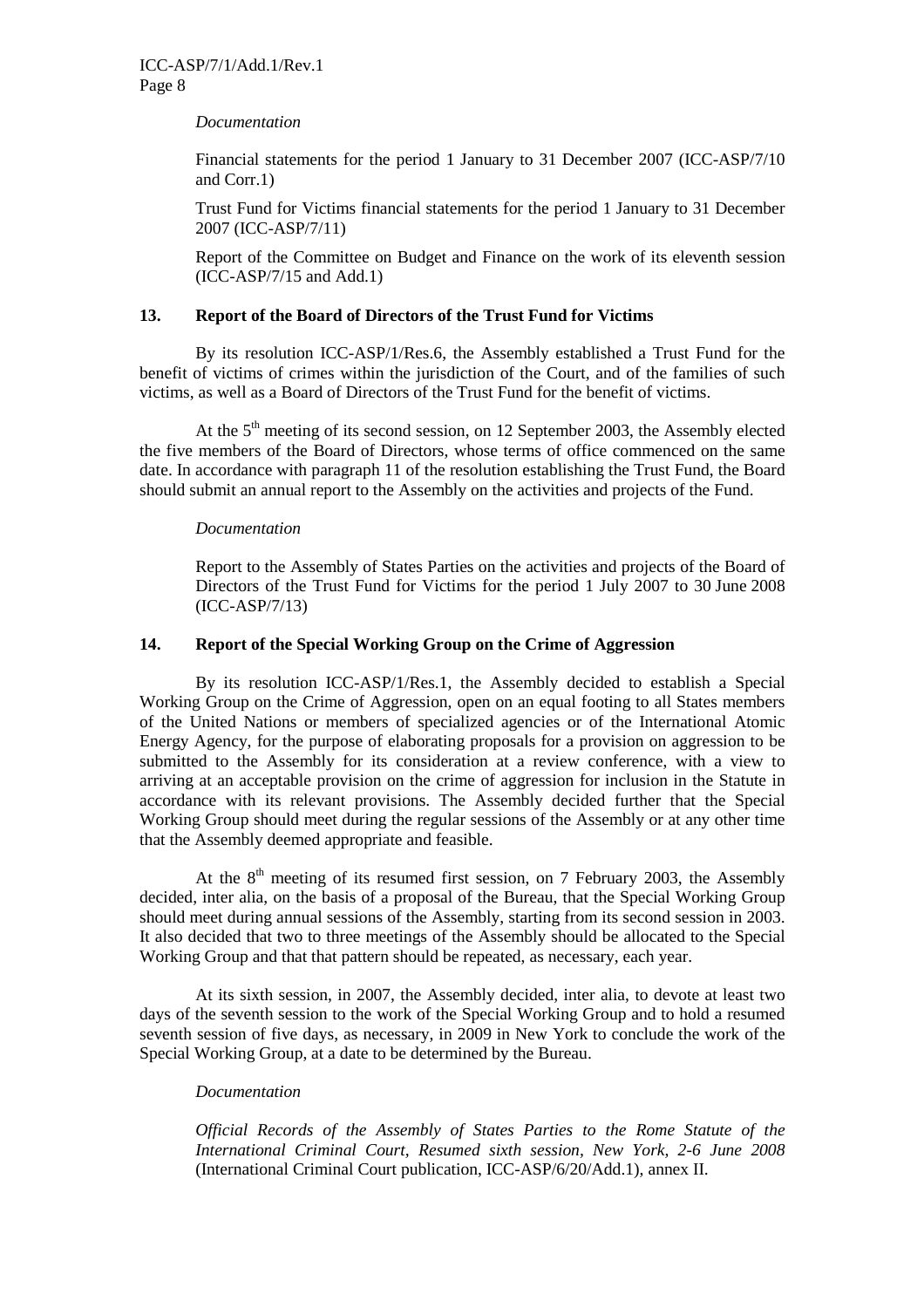*Documentation*

Financial statements for the period 1 January to 31 December 2007 (ICC-ASP/7/10 and Corr.1)

Trust Fund for Victims financial statements for the period 1 January to 31 December 2007 (ICC-ASP/7/11)

Report of the Committee on Budget and Finance on the work of its eleventh session (ICC-ASP/7/15 and Add.1)

### 13. Report of the Board of Directors of the Trust Fund for Victims

By its resolution ICC-ASP/1/Res.6, the Assembly established a Trust Fund for the benefit of victims of crimes within the jurisdiction of the Court, and of the families of such victims, as well as a Board of Directors of the Trust Fund for the benefit of victims.

At the 5th meeting of its second session, on 12 September 2003, the Assembly elected the five members of the Board of Directors, whose terms of office commenced on the same date. In accordance with paragraph 11 of the resolution establishing the Trust Fund, the Board should submit an annual report to the Assembly on the activities and projects of the Fund.

*Documentation*

Report to the Assembly of States Parties on the activities and projects of the Board of Directors of the Trust Fund for Victims for the period 1 July 2007 to 30 June 2008 (ICC-ASP/7/13)

### 14. Report of the Special Working Group on the Crime of Aggression

By its resolution ICC-ASP/1/Res.1, the Assembly decided to establish a Special Working Group on the Crime of Aggression, open on an equal footing to all States members of the United Nations or members of specialized agencies or of the International Atomic Energy Agency, for the purpose of elaborating proposals for a provision on aggression to be submitted to the Assembly for its consideration at a review conference, with a view to arriving at an acceptable provision on the crime of aggression for inclusion in the Statute in accordance with its relevant provisions. The Assembly decided further that the Special Working Group should meet during the regular sessions of the Assembly or at any other time that the Assembly deemed appropriate and feasible.

At the 8th meeting of its resumed first session, on 7 February 2003, the Assembly decided, inter alia, on the basis of a proposal of the Bureau, that the Special Working Group should meet during annual sessions of the Assembly, starting from its second session in 2003. It also decided that two to three meetings of the Assembly should be allocated to the Special Working Group and that that pattern should be repeated, as necessary, each year.

At its sixth session, in 2007, the Assembly decided, inter alia, to devote at least two days of the seventh session to the work of the Special Working Group and to hold a resumed seventh session of five days, as necessary, in 2009 in New York to conclude the work of the Special Working Group, at a date to be determined by the Bureau.

*Documentation*

*Official Records of the Assembly of States Parties to the Rome Statute of the International Criminal Court, Resumed sixth session, New York, 2-6 June 2008* (International Criminal Court publication, ICC-ASP/6/20/Add.1), annex II.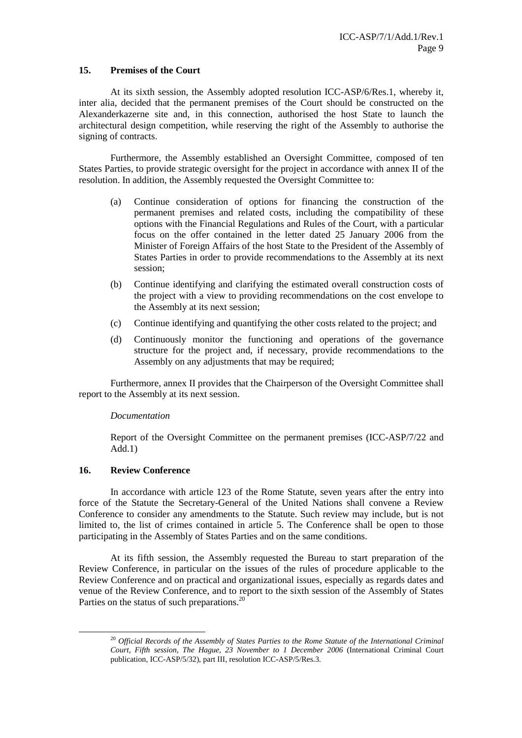## 15. Premises of the Court

At its sixth session, the Assembly adopted resolution ICC-ASP/6/Res.1, whereby it, inter alia, decided that the permanent premises of the Court should be constructed on the Alexanderkazerne site and, in this connection, authorised the host State to launch the architectural design competition, while reserving the right of the Assembly to authorise the signing of contracts.

Furthermore, the Assembly established an Oversight Committee, composed of ten States Parties, to provide strategic oversight for the project in accordance with annex II of the resolution. In addition, the Assembly requested the Oversight Committee to:

(a) Continue consideration of options for financing the construction of the permanent premises and related costs, including the compatibility of these options with the Financial Regulations and Rules of the Court, with a particular focus on the offer contained in the letter dated 25 January 2006 from the Minister of Foreign Affairs of the host State to the President of the Assembly of States Parties in order to provide recommendations to the Assembly at its next session;

(b) Continue identifying and clarifying the estimated overall construction costs of the project with a view to providing recommendations on the cost envelope to the Assembly at its next session;

(c) Continue identifying and quantifying the other costs related to the project; and

(d) Continuously monitor the functioning and operations of the governance structure for the project and, if necessary, provide recommendations to the Assembly on any adjustments that may be required;

Furthermore, annex II provides that the Chairperson of the Oversight Committee shall report to the Assembly at its next session.

*Documentation*

Report of the Oversight Committee on the permanent premises (ICC-ASP/7/22 and Add.1)

## 16. Review Conference

In accordance with article 123 of the Rome Statute, seven years after the entry into force of the Statute the Secretary-General of the United Nations shall convene a Review Conference to consider any amendments to the Statute. Such review may include, but is not limited to, the list of crimes contained in article 5. The Conference shall be open to those participating in the Assembly of States Parties and on the same conditions.

At its fifth session, the Assembly requested the Bureau to start preparation of the Review Conference, in particular on the issues of the rules of procedure applicable to the Review Conference and on practical and organizational issues, especially as regards dates and venue of the Review Conference, and to report to the sixth session of the Assembly of States Parties on the status of such preparations.[20]

---

[20] *Official Records of the Assembly of States Parties to the Rome Statute of the International Criminal Court, Fifth session, The Hague, 23 November to 1 December 2006* (International Criminal Court publication, ICC-ASP/5/32), part III, resolution ICC-ASP/5/Res.3.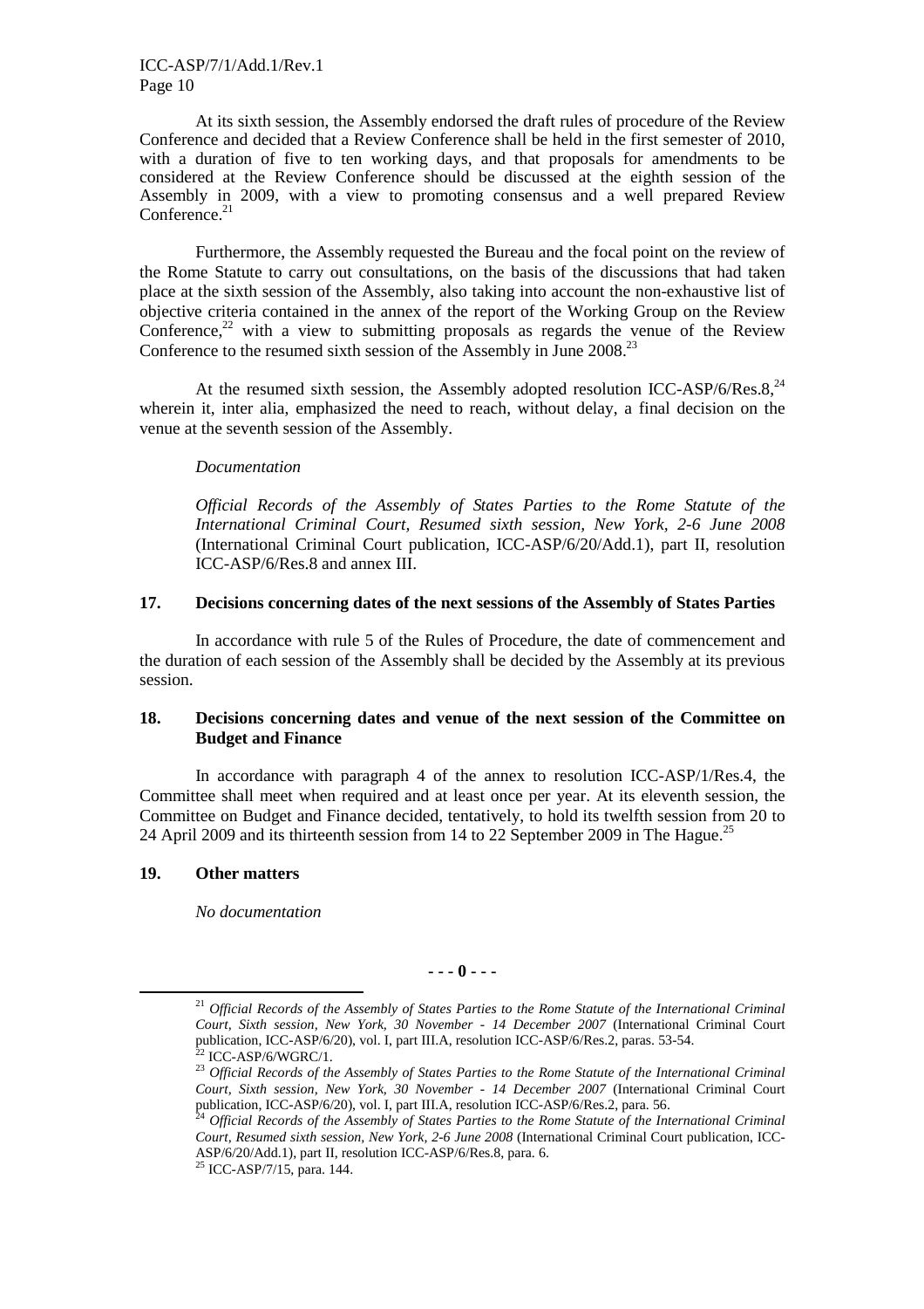At its sixth session, the Assembly endorsed the draft rules of procedure of the Review Conference and decided that a Review Conference shall be held in the first semester of 2010, with a duration of five to ten working days, and that proposals for amendments to be considered at the Review Conference should be discussed at the eighth session of the Assembly in 2009, with a view to promoting consensus and a well prepared Review Conference.[21]

Furthermore, the Assembly requested the Bureau and the focal point on the review of the Rome Statute to carry out consultations, on the basis of the discussions that had taken place at the sixth session of the Assembly, also taking into account the non-exhaustive list of objective criteria contained in the annex of the report of the Working Group on the Review Conference,[22] with a view to submitting proposals as regards the venue of the Review Conference to the resumed sixth session of the Assembly in June 2008.[23]

At the resumed sixth session, the Assembly adopted resolution ICC-ASP/6/Res.8,[24] wherein it, inter alia, emphasized the need to reach, without delay, a final decision on the venue at the seventh session of the Assembly.

*Documentation*

*Official Records of the Assembly of States Parties to the Rome Statute of the International Criminal Court, Resumed sixth session, New York, 2-6 June 2008* (International Criminal Court publication, ICC-ASP/6/20/Add.1), part II, resolution ICC-ASP/6/Res.8 and annex III.

### 17. Decisions concerning dates of the next sessions of the Assembly of States Parties

In accordance with rule 5 of the Rules of Procedure, the date of commencement and the duration of each session of the Assembly shall be decided by the Assembly at its previous session.

### 18. Decisions concerning dates and venue of the next session of the Committee on Budget and Finance

In accordance with paragraph 4 of the annex to resolution ICC-ASP/1/Res.4, the Committee shall meet when required and at least once per year. At its eleventh session, the Committee on Budget and Finance decided, tentatively, to hold its twelfth session from 20 to 24 April 2009 and its thirteenth session from 14 to 22 September 2009 in The Hague.[25]

### 19. Other matters

*No documentation*

**- - - 0 - - -**

---

[21] *Official Records of the Assembly of States Parties to the Rome Statute of the International Criminal Court, Sixth session, New York, 30 November - 14 December 2007* (International Criminal Court publication, ICC-ASP/6/20), vol. I, part III.A, resolution ICC-ASP/6/Res.2, paras. 53-54.

[22] ICC-ASP/6/WGRC/1.

[23] *Official Records of the Assembly of States Parties to the Rome Statute of the International Criminal Court, Sixth session, New York, 30 November - 14 December 2007* (International Criminal Court publication, ICC-ASP/6/20), vol. I, part III.A, resolution ICC-ASP/6/Res.2, para. 56.

[24] *Official Records of the Assembly of States Parties to the Rome Statute of the International Criminal Court, Resumed sixth session, New York, 2-6 June 2008* (International Criminal Court publication, ICC-ASP/6/20/Add.1), part II, resolution ICC-ASP/6/Res.8, para. 6.

[25] ICC-ASP/7/15, para. 144.